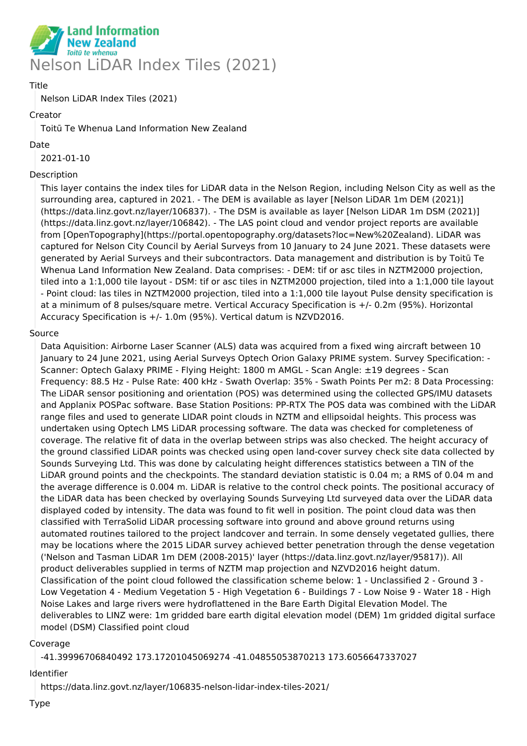Land Information New Zealand
*Toitū te whenua*

# Nelson LiDAR Index Tiles (2021)

Title

Nelson LiDAR Index Tiles (2021)

Creator

Toitū Te Whenua Land Information New Zealand

Date

2021-01-10

Description

This layer contains the index tiles for LiDAR data in the Nelson Region, including Nelson City as well as the surrounding area, captured in 2021. - The DEM is available as layer [Nelson LiDAR 1m DEM (2021)](https://data.linz.govt.nz/layer/106837). - The DSM is available as layer [Nelson LiDAR 1m DSM (2021)](https://data.linz.govt.nz/layer/106842). - The LAS point cloud and vendor project reports are available from [OpenTopography](https://portal.opentopography.org/datasets?loc=New%20Zealand). LiDAR was captured for Nelson City Council by Aerial Surveys from 10 January to 24 June 2021. These datasets were generated by Aerial Surveys and their subcontractors. Data management and distribution is by Toitū Te Whenua Land Information New Zealand. Data comprises: - DEM: tif or asc tiles in NZTM2000 projection, tiled into a 1:1,000 tile layout - DSM: tif or asc tiles in NZTM2000 projection, tiled into a 1:1,000 tile layout - Point cloud: las tiles in NZTM2000 projection, tiled into a 1:1,000 tile layout Pulse density specification is at a minimum of 8 pulses/square metre. Vertical Accuracy Specification is +/- 0.2m (95%). Horizontal Accuracy Specification is +/- 1.0m (95%). Vertical datum is NZVD2016.

Source

Data Aquisition: Airborne Laser Scanner (ALS) data was acquired from a fixed wing aircraft between 10 January to 24 June 2021, using Aerial Surveys Optech Orion Galaxy PRIME system. Survey Specification: - Scanner: Optech Galaxy PRIME - Flying Height: 1800 m AMGL - Scan Angle: ±19 degrees - Scan Frequency: 88.5 Hz - Pulse Rate: 400 kHz - Swath Overlap: 35% - Swath Points Per m2: 8 Data Processing: The LiDAR sensor positioning and orientation (POS) was determined using the collected GPS/IMU datasets and Applanix POSPac software. Base Station Positions: PP-RTX The POS data was combined with the LiDAR range files and used to generate LIDAR point clouds in NZTM and ellipsoidal heights. This process was undertaken using Optech LMS LiDAR processing software. The data was checked for completeness of coverage. The relative fit of data in the overlap between strips was also checked. The height accuracy of the ground classified LiDAR points was checked using open land-cover survey check site data collected by Sounds Surveying Ltd. This was done by calculating height differences statistics between a TIN of the LiDAR ground points and the checkpoints. The standard deviation statistic is 0.04 m; a RMS of 0.04 m and the average difference is 0.004 m. LiDAR is relative to the control check points. The positional accuracy of the LiDAR data has been checked by overlaying Sounds Surveying Ltd surveyed data over the LiDAR data displayed coded by intensity. The data was found to fit well in position. The point cloud data was then classified with TerraSolid LiDAR processing software into ground and above ground returns using automated routines tailored to the project landcover and terrain. In some densely vegetated gullies, there may be locations where the 2015 LiDAR survey achieved better penetration through the dense vegetation ('Nelson and Tasman LiDAR 1m DEM (2008-2015)' layer (https://data.linz.govt.nz/layer/95817)). All product deliverables supplied in terms of NZTM map projection and NZVD2016 height datum. Classification of the point cloud followed the classification scheme below: 1 - Unclassified 2 - Ground 3 - Low Vegetation 4 - Medium Vegetation 5 - High Vegetation 6 - Buildings 7 - Low Noise 9 - Water 18 - High Noise Lakes and large rivers were hydroflattened in the Bare Earth Digital Elevation Model. The deliverables to LINZ were: 1m gridded bare earth digital elevation model (DEM) 1m gridded digital surface model (DSM) Classified point cloud

Coverage

-41.39996706840492 173.17201045069274 -41.04855053870213 173.6056647337027

Identifier

https://data.linz.govt.nz/layer/106835-nelson-lidar-index-tiles-2021/

Type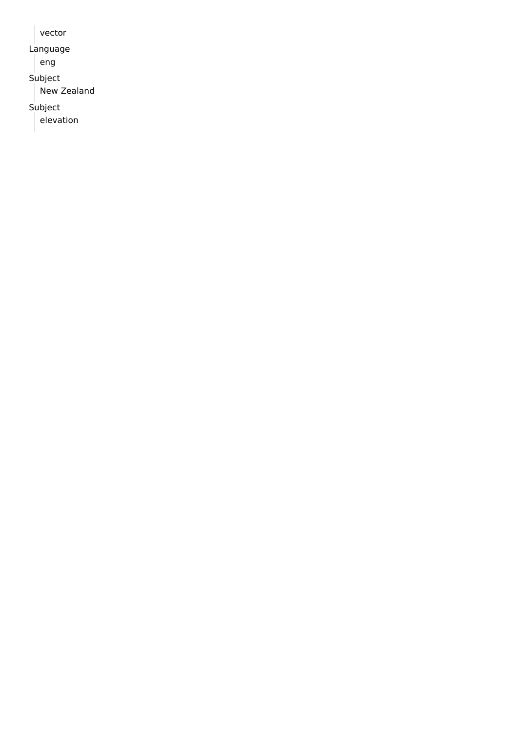vector

Language

eng

Subject

New Zealand

Subject

elevation